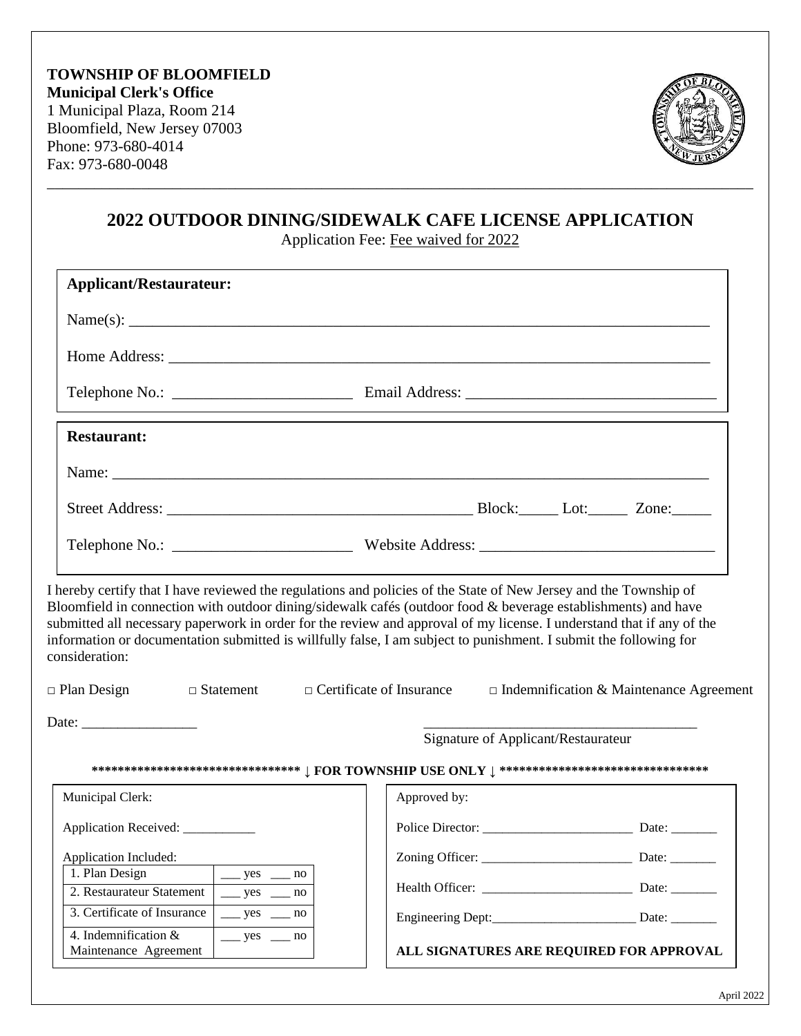**TOWNSHIP OF BLOOMFIELD**
**Municipal Clerk's Office**
1 Municipal Plaza, Room 214
Bloomfield, New Jersey 07003
Phone: 973-680-4014
Fax: 973-680-0048

# 2022 OUTDOOR DINING/SIDEWALK CAFE LICENSE APPLICATION

Application Fee: Fee waived for 2022

**Applicant/Restaurateur:**

Name(s): ______________________________________________________________________

Home Address: __________________________________________________________________

Telephone No.: _______________________ Email Address: ________________________________

**Restaurant:**

Name: _________________________________________________________________________

Street Address: _______________________________________ Block:_____ Lot:_____ Zone:_____

Telephone No.: _______________________ Website Address: ______________________________

I hereby certify that I have reviewed the regulations and policies of the State of New Jersey and the Township of Bloomfield in connection with outdoor dining/sidewalk cafés (outdoor food & beverage establishments) and have submitted all necessary paperwork in order for the review and approval of my license. I understand that if any of the information or documentation submitted is willfully false, I am subject to punishment. I submit the following for consideration:

□ Plan Design □ Statement □ Certificate of Insurance □ Indemnification & Maintenance Agreement

Date: ________________ ______________________________________

Signature of Applicant/Restaurateur

******************************** ↓ FOR TOWNSHIP USE ONLY ↓ *********************************

Municipal Clerk:

Application Received: ___________

Application Included:

| | |
|---|---|
| 1. Plan Design | ___ yes ___ no |
| 2. Restaurateur Statement | ___ yes ___ no |
| 3. Certificate of Insurance | ___ yes ___ no |
| 4. Indemnification & Maintenance Agreement | ___ yes ___ no |

Approved by:

Police Director: _______________________ Date: _______

Zoning Officer: _______________________ Date: _______

Health Officer: _______________________ Date: _______

Engineering Dept:______________________ Date: _______

**ALL SIGNATURES ARE REQUIRED FOR APPROVAL**

April 2022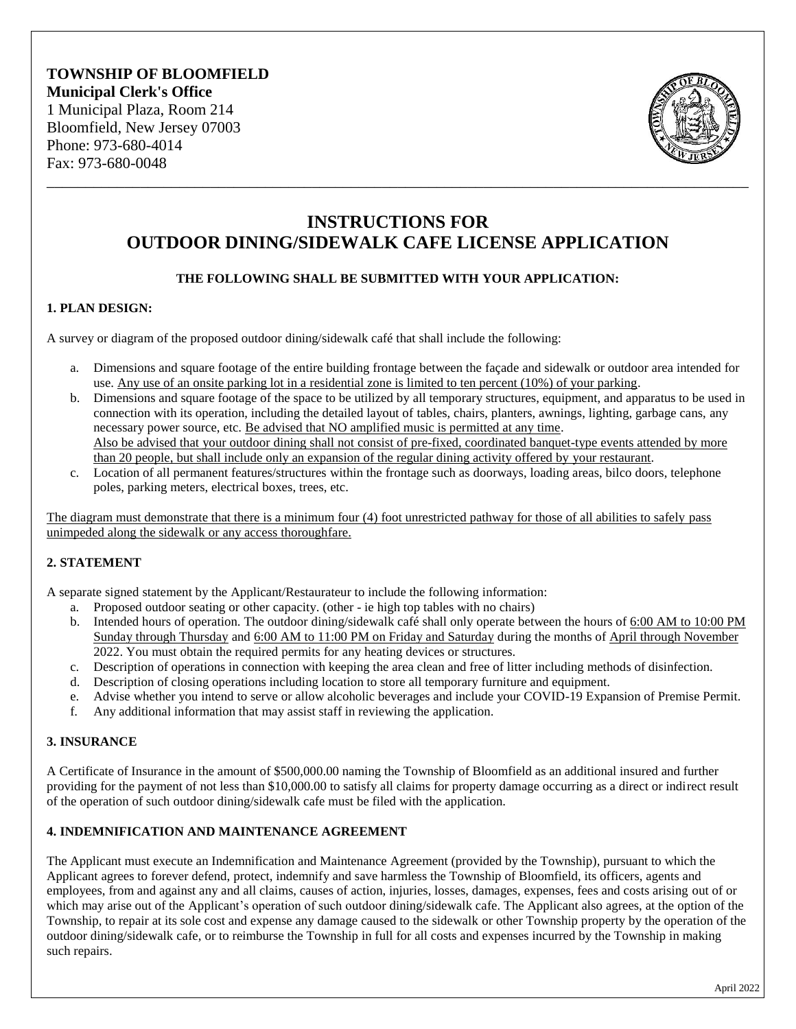**TOWNSHIP OF BLOOMFIELD**
**Municipal Clerk's Office**
1 Municipal Plaza, Room 214
Bloomfield, New Jersey 07003
Phone: 973-680-4014
Fax: 973-680-0048

# INSTRUCTIONS FOR OUTDOOR DINING/SIDEWALK CAFE LICENSE APPLICATION

**THE FOLLOWING SHALL BE SUBMITTED WITH YOUR APPLICATION:**

## 1. PLAN DESIGN:

A survey or diagram of the proposed outdoor dining/sidewalk café that shall include the following:

a. Dimensions and square footage of the entire building frontage between the façade and sidewalk or outdoor area intended for use. Any use of an onsite parking lot in a residential zone is limited to ten percent (10%) of your parking.

b. Dimensions and square footage of the space to be utilized by all temporary structures, equipment, and apparatus to be used in connection with its operation, including the detailed layout of tables, chairs, planters, awnings, lighting, garbage cans, any necessary power source, etc. Be advised that NO amplified music is permitted at any time.
Also be advised that your outdoor dining shall not consist of pre-fixed, coordinated banquet-type events attended by more than 20 people, but shall include only an expansion of the regular dining activity offered by your restaurant.

c. Location of all permanent features/structures within the frontage such as doorways, loading areas, bilco doors, telephone poles, parking meters, electrical boxes, trees, etc.

The diagram must demonstrate that there is a minimum four (4) foot unrestricted pathway for those of all abilities to safely pass unimpeded along the sidewalk or any access thoroughfare.

## 2. STATEMENT

A separate signed statement by the Applicant/Restaurateur to include the following information:

a. Proposed outdoor seating or other capacity. (other - ie high top tables with no chairs)
b. Intended hours of operation. The outdoor dining/sidewalk café shall only operate between the hours of 6:00 AM to 10:00 PM Sunday through Thursday and 6:00 AM to 11:00 PM on Friday and Saturday during the months of April through November 2022. You must obtain the required permits for any heating devices or structures.
c. Description of operations in connection with keeping the area clean and free of litter including methods of disinfection.
d. Description of closing operations including location to store all temporary furniture and equipment.
e. Advise whether you intend to serve or allow alcoholic beverages and include your COVID-19 Expansion of Premise Permit.
f. Any additional information that may assist staff in reviewing the application.

## 3. INSURANCE

A Certificate of Insurance in the amount of $500,000.00 naming the Township of Bloomfield as an additional insured and further providing for the payment of not less than $10,000.00 to satisfy all claims for property damage occurring as a direct or indirect result of the operation of such outdoor dining/sidewalk cafe must be filed with the application.

## 4. INDEMNIFICATION AND MAINTENANCE AGREEMENT

The Applicant must execute an Indemnification and Maintenance Agreement (provided by the Township), pursuant to which the Applicant agrees to forever defend, protect, indemnify and save harmless the Township of Bloomfield, its officers, agents and employees, from and against any and all claims, causes of action, injuries, losses, damages, expenses, fees and costs arising out of or which may arise out of the Applicant's operation of such outdoor dining/sidewalk cafe. The Applicant also agrees, at the option of the Township, to repair at its sole cost and expense any damage caused to the sidewalk or other Township property by the operation of the outdoor dining/sidewalk cafe, or to reimburse the Township in full for all costs and expenses incurred by the Township in making such repairs.

April 2022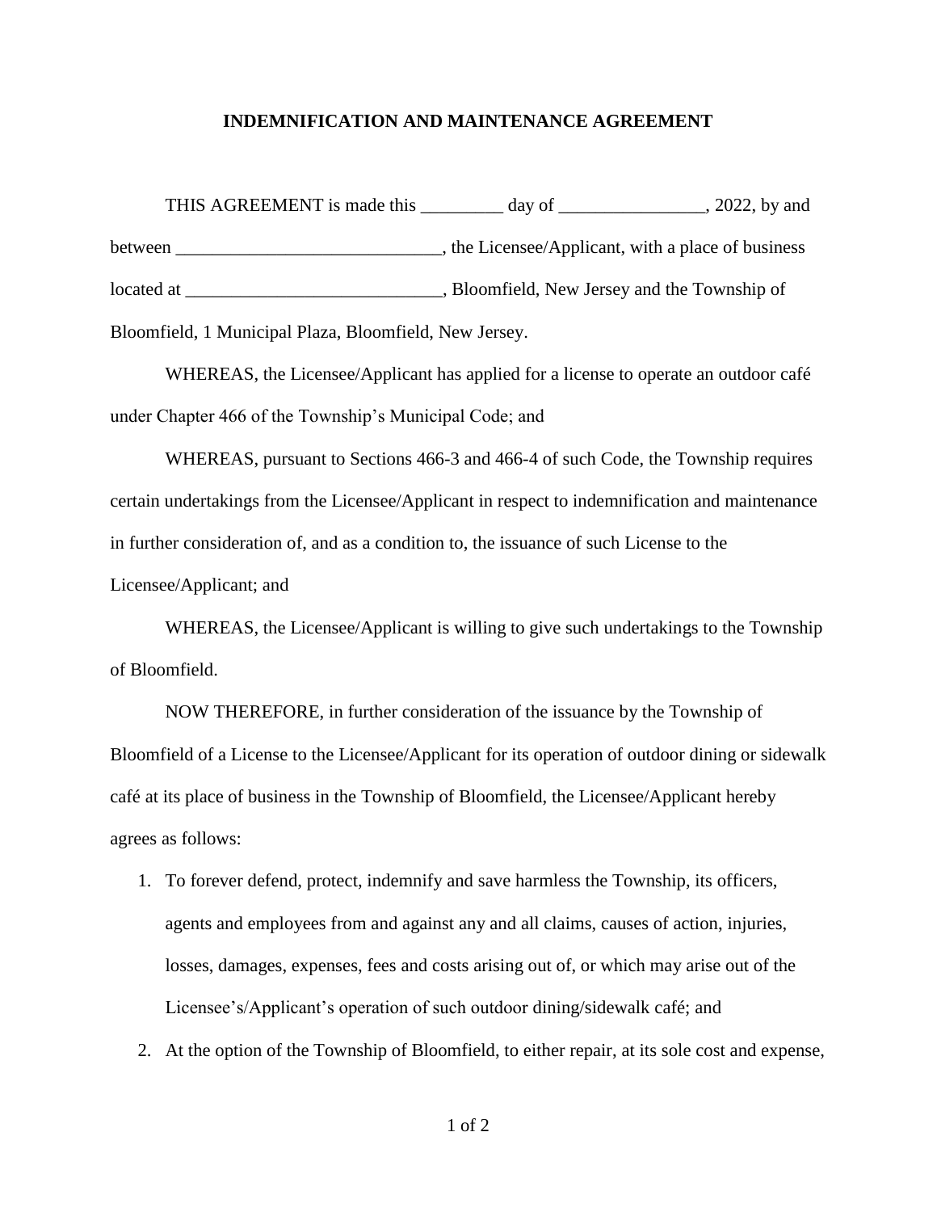# INDEMNIFICATION AND MAINTENANCE AGREEMENT

THIS AGREEMENT is made this _________ day of ________________, 2022, by and between _____________________________, the Licensee/Applicant, with a place of business located at ____________________________, Bloomfield, New Jersey and the Township of Bloomfield, 1 Municipal Plaza, Bloomfield, New Jersey.

WHEREAS, the Licensee/Applicant has applied for a license to operate an outdoor café under Chapter 466 of the Township's Municipal Code; and

WHEREAS, pursuant to Sections 466-3 and 466-4 of such Code, the Township requires certain undertakings from the Licensee/Applicant in respect to indemnification and maintenance in further consideration of, and as a condition to, the issuance of such License to the Licensee/Applicant; and

WHEREAS, the Licensee/Applicant is willing to give such undertakings to the Township of Bloomfield.

NOW THEREFORE, in further consideration of the issuance by the Township of Bloomfield of a License to the Licensee/Applicant for its operation of outdoor dining or sidewalk café at its place of business in the Township of Bloomfield, the Licensee/Applicant hereby agrees as follows:

1. To forever defend, protect, indemnify and save harmless the Township, its officers, agents and employees from and against any and all claims, causes of action, injuries, losses, damages, expenses, fees and costs arising out of, or which may arise out of the Licensee's/Applicant's operation of such outdoor dining/sidewalk café; and
2. At the option of the Township of Bloomfield, to either repair, at its sole cost and expense,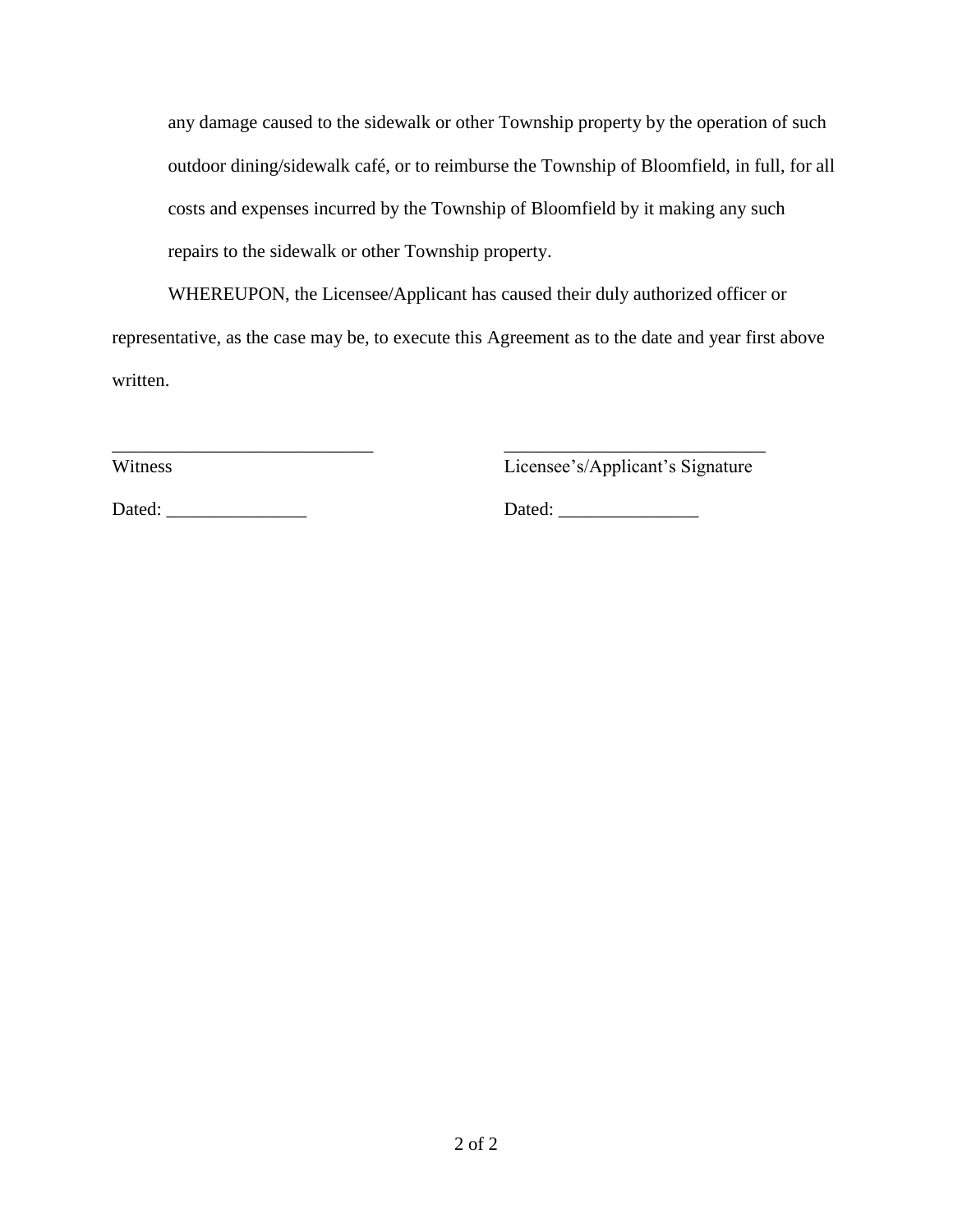any damage caused to the sidewalk or other Township property by the operation of such outdoor dining/sidewalk café, or to reimburse the Township of Bloomfield, in full, for all costs and expenses incurred by the Township of Bloomfield by it making any such repairs to the sidewalk or other Township property.

WHEREUPON, the Licensee/Applicant has caused their duly authorized officer or representative, as the case may be, to execute this Agreement as to the date and year first above written.

| | |
|---|---|
| ____________________________ | ____________________________ |
| Witness | Licensee's/Applicant's Signature |
| Dated: _______________ | Dated: _______________ |